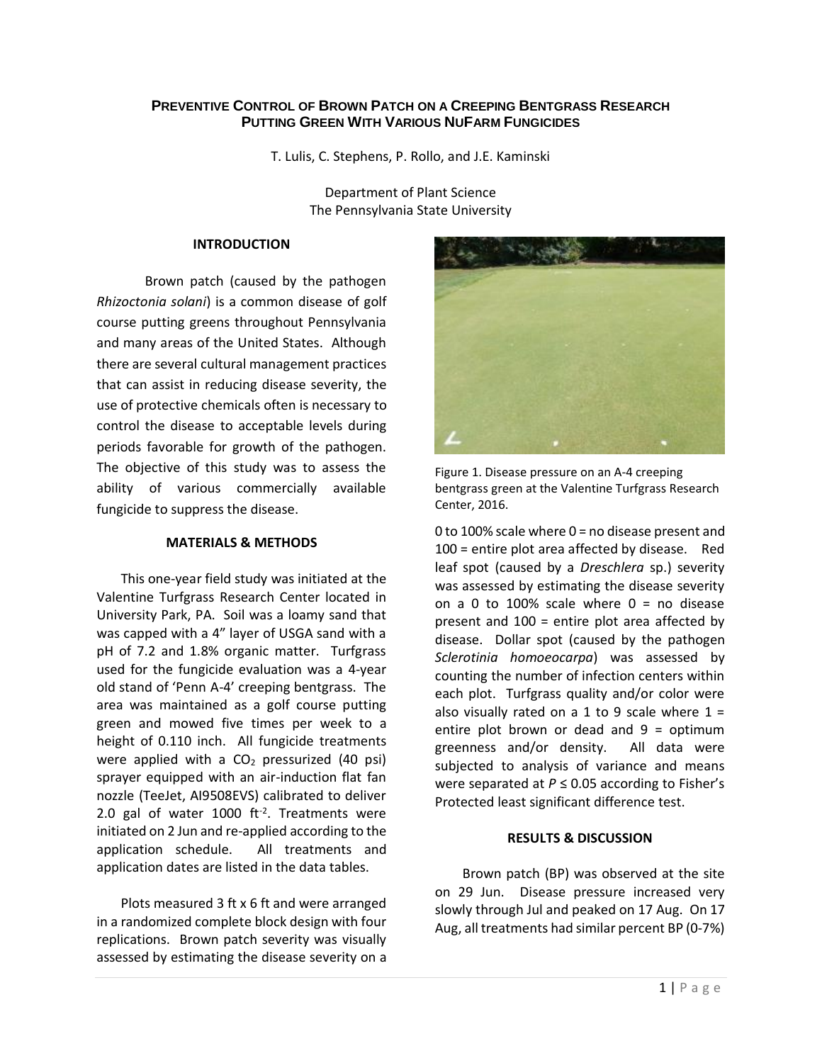# Preventive Control of Brown Patch on a Creeping Bentgrass Research Putting Green With Various NuFarm Fungicides

T. Lulis, C. Stephens, P. Rollo, and J.E. Kaminski

Department of Plant Science
The Pennsylvania State University

## INTRODUCTION

Brown patch (caused by the pathogen *Rhizoctonia solani*) is a common disease of golf course putting greens throughout Pennsylvania and many areas of the United States. Although there are several cultural management practices that can assist in reducing disease severity, the use of protective chemicals often is necessary to control the disease to acceptable levels during periods favorable for growth of the pathogen. The objective of this study was to assess the ability of various commercially available fungicide to suppress the disease.

## MATERIALS & METHODS

This one-year field study was initiated at the Valentine Turfgrass Research Center located in University Park, PA. Soil was a loamy sand that was capped with a 4" layer of USGA sand with a pH of 7.2 and 1.8% organic matter. Turfgrass used for the fungicide evaluation was a 4-year old stand of 'Penn A-4' creeping bentgrass. The area was maintained as a golf course putting green and mowed five times per week to a height of 0.110 inch. All fungicide treatments were applied with a $CO_2$ pressurized (40 psi) sprayer equipped with an air-induction flat fan nozzle (TeeJet, AI9508EVS) calibrated to deliver 2.0 gal of water 1000 $ft^{-2}$. Treatments were initiated on 2 Jun and re-applied according to the application schedule. All treatments and application dates are listed in the data tables.

Plots measured 3 ft x 6 ft and were arranged in a randomized complete block design with four replications. Brown patch severity was visually assessed by estimating the disease severity on a 0 to 100% scale where 0 = no disease present and 100 = entire plot area affected by disease. Red leaf spot (caused by a *Dreschlera* sp.) severity was assessed by estimating the disease severity on a 0 to 100% scale where 0 = no disease present and 100 = entire plot area affected by disease. Dollar spot (caused by the pathogen *Sclerotinia homoeocarpa*) was assessed by counting the number of infection centers within each plot. Turfgrass quality and/or color were also visually rated on a 1 to 9 scale where 1 = entire plot brown or dead and 9 = optimum greenness and/or density. All data were subjected to analysis of variance and means were separated at $P \leq 0.05$ according to Fisher's Protected least significant difference test.

Figure 1. Disease pressure on an A-4 creeping bentgrass green at the Valentine Turfgrass Research Center, 2016.

## RESULTS & DISCUSSION

Brown patch (BP) was observed at the site on 29 Jun. Disease pressure increased very slowly through Jul and peaked on 17 Aug. On 17 Aug, all treatments had similar percent BP (0-7%)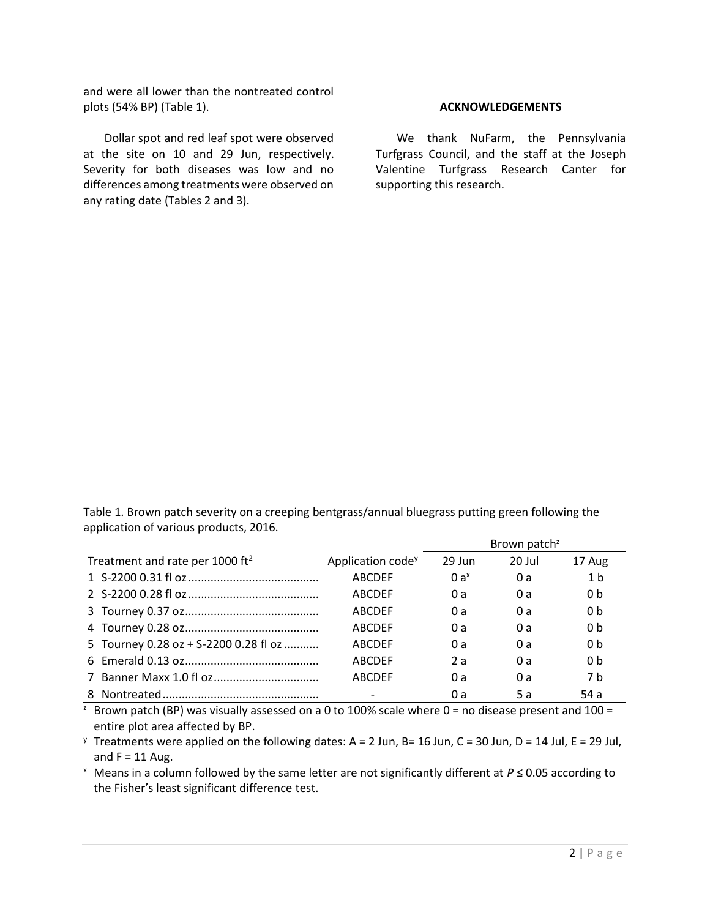and were all lower than the nontreated control plots (54% BP) (Table 1).

Dollar spot and red leaf spot were observed at the site on 10 and 29 Jun, respectively. Severity for both diseases was low and no differences among treatments were observed on any rating date (Tables 2 and 3).

**ACKNOWLEDGEMENTS**

We thank NuFarm, the Pennsylvania Turfgrass Council, and the staff at the Joseph Valentine Turfgrass Research Canter for supporting this research.

Table 1. Brown patch severity on a creeping bentgrass/annual bluegrass putting green following the application of various products, 2016.

| Treatment and rate per 1000 ft$^2$ | Application code[y] | Brown patch[z] | | |
|---|---|---|---|---|
| | | 29 Jun | 20 Jul | 17 Aug |
| 1 S-2200 0.31 fl oz | ABCDEF | 0 a[x] | 0 a | 1 b |
| 2 S-2200 0.28 fl oz | ABCDEF | 0 a | 0 a | 0 b |
| 3 Tourney 0.37 oz | ABCDEF | 0 a | 0 a | 0 b |
| 4 Tourney 0.28 oz | ABCDEF | 0 a | 0 a | 0 b |
| 5 Tourney 0.28 oz + S-2200 0.28 fl oz | ABCDEF | 0 a | 0 a | 0 b |
| 6 Emerald 0.13 oz | ABCDEF | 2 a | 0 a | 0 b |
| 7 Banner Maxx 1.0 fl oz | ABCDEF | 0 a | 0 a | 7 b |
| 8 Nontreated | - | 0 a | 5 a | 54 a |

[z] Brown patch (BP) was visually assessed on a 0 to 100% scale where 0 = no disease present and 100 = entire plot area affected by BP.

[y] Treatments were applied on the following dates: A = 2 Jun, B= 16 Jun, C = 30 Jun, D = 14 Jul, E = 29 Jul, and F = 11 Aug.

[x] Means in a column followed by the same letter are not significantly different at $P \leq 0.05$ according to the Fisher's least significant difference test.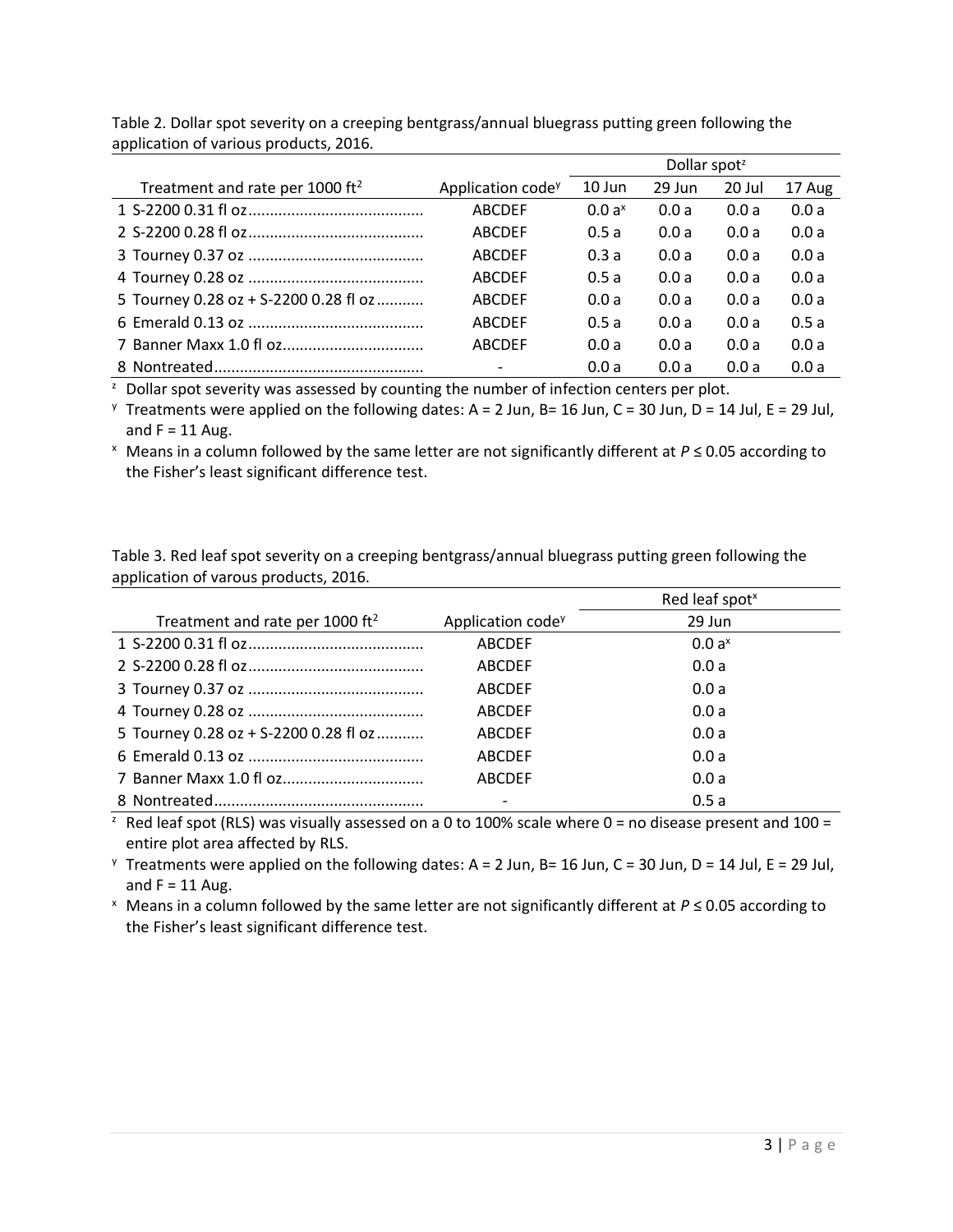Table 2. Dollar spot severity on a creeping bentgrass/annual bluegrass putting green following the application of various products, 2016.

| Treatment and rate per 1000 ft$^2$ | Application code[y] | Dollar spot[z] | | | |
|---|---|---|---|---|---|
| | | 10 Jun | 29 Jun | 20 Jul | 17 Aug |
| 1 S-2200 0.31 fl oz......................................... | ABCDEF | 0.0 a[x] | 0.0 a | 0.0 a | 0.0 a |
| 2 S-2200 0.28 fl oz......................................... | ABCDEF | 0.5 a | 0.0 a | 0.0 a | 0.0 a |
| 3 Tourney 0.37 oz ......................................... | ABCDEF | 0.3 a | 0.0 a | 0.0 a | 0.0 a |
| 4 Tourney 0.28 oz ......................................... | ABCDEF | 0.5 a | 0.0 a | 0.0 a | 0.0 a |
| 5 Tourney 0.28 oz + S-2200 0.28 fl oz........... | ABCDEF | 0.0 a | 0.0 a | 0.0 a | 0.0 a |
| 6 Emerald 0.13 oz ......................................... | ABCDEF | 0.5 a | 0.0 a | 0.0 a | 0.5 a |
| 7 Banner Maxx 1.0 fl oz................................. | ABCDEF | 0.0 a | 0.0 a | 0.0 a | 0.0 a |
| 8 Nontreated................................................. | - | 0.0 a | 0.0 a | 0.0 a | 0.0 a |

[z] Dollar spot severity was assessed by counting the number of infection centers per plot.

[y] Treatments were applied on the following dates: A = 2 Jun, B= 16 Jun, C = 30 Jun, D = 14 Jul, E = 29 Jul, and F = 11 Aug.

[x] Means in a column followed by the same letter are not significantly different at $P \leq 0.05$ according to the Fisher's least significant difference test.

Table 3. Red leaf spot severity on a creeping bentgrass/annual bluegrass putting green following the application of varous products, 2016.

| Treatment and rate per 1000 ft$^2$ | Application code[y] | Red leaf spot[x] |
|---|---|---|
| | | 29 Jun |
| 1 S-2200 0.31 fl oz......................................... | ABCDEF | 0.0 a[x] |
| 2 S-2200 0.28 fl oz......................................... | ABCDEF | 0.0 a |
| 3 Tourney 0.37 oz ......................................... | ABCDEF | 0.0 a |
| 4 Tourney 0.28 oz ......................................... | ABCDEF | 0.0 a |
| 5 Tourney 0.28 oz + S-2200 0.28 fl oz........... | ABCDEF | 0.0 a |
| 6 Emerald 0.13 oz ......................................... | ABCDEF | 0.0 a |
| 7 Banner Maxx 1.0 fl oz................................. | ABCDEF | 0.0 a |
| 8 Nontreated................................................. | - | 0.5 a |

[z] Red leaf spot (RLS) was visually assessed on a 0 to 100% scale where 0 = no disease present and 100 = entire plot area affected by RLS.

[y] Treatments were applied on the following dates: A = 2 Jun, B= 16 Jun, C = 30 Jun, D = 14 Jul, E = 29 Jul, and F = 11 Aug.

[x] Means in a column followed by the same letter are not significantly different at $P \leq 0.05$ according to the Fisher's least significant difference test.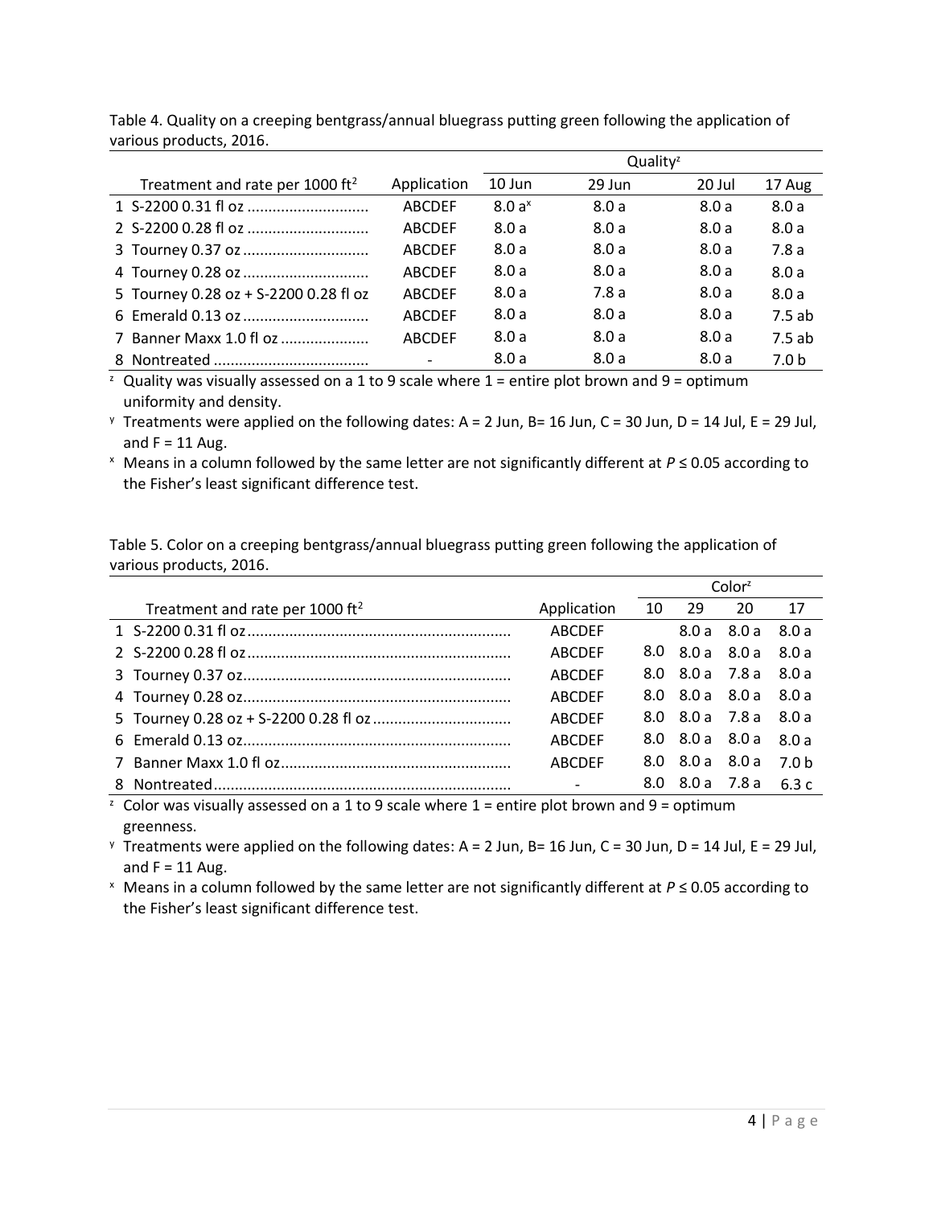Table 4. Quality on a creeping bentgrass/annual bluegrass putting green following the application of various products, 2016.

| Treatment and rate per 1000 ft[2] | Application | Quality[z] | | | |
|---|---|---|---|---|---|
| | | 10 Jun | 29 Jun | 20 Jul | 17 Aug |
| 1 S-2200 0.31 fl oz ............................ | ABCDEF | 8.0 a[x] | 8.0 a | 8.0 a | 8.0 a |
| 2 S-2200 0.28 fl oz ............................ | ABCDEF | 8.0 a | 8.0 a | 8.0 a | 8.0 a |
| 3 Tourney 0.37 oz ............................. | ABCDEF | 8.0 a | 8.0 a | 8.0 a | 7.8 a |
| 4 Tourney 0.28 oz ............................. | ABCDEF | 8.0 a | 8.0 a | 8.0 a | 8.0 a |
| 5 Tourney 0.28 oz + S-2200 0.28 fl oz | ABCDEF | 8.0 a | 7.8 a | 8.0 a | 8.0 a |
| 6 Emerald 0.13 oz ............................. | ABCDEF | 8.0 a | 8.0 a | 8.0 a | 7.5 ab |
| 7 Banner Maxx 1.0 fl oz .................... | ABCDEF | 8.0 a | 8.0 a | 8.0 a | 7.5 ab |
| 8 Nontreated .................................... | - | 8.0 a | 8.0 a | 8.0 a | 7.0 b |

[z] Quality was visually assessed on a 1 to 9 scale where 1 = entire plot brown and 9 = optimum uniformity and density.

[y] Treatments were applied on the following dates: A = 2 Jun, B= 16 Jun, C = 30 Jun, D = 14 Jul, E = 29 Jul, and F = 11 Aug.

[x] Means in a column followed by the same letter are not significantly different at $P \leq 0.05$ according to the Fisher's least significant difference test.

Table 5. Color on a creeping bentgrass/annual bluegrass putting green following the application of various products, 2016.

| Treatment and rate per 1000 ft[2] | Application | Color[z] | | | |
|---|---|---|---|---|---|
| | | 10 | 29 | 20 | 17 |
| 1 S-2200 0.31 fl oz............................................................. | ABCDEF | | 8.0 a | 8.0 a | 8.0 a |
| 2 S-2200 0.28 fl oz............................................................. | ABCDEF | 8.0 | 8.0 a | 8.0 a | 8.0 a |
| 3 Tourney 0.37 oz.............................................................. | ABCDEF | 8.0 | 8.0 a | 7.8 a | 8.0 a |
| 4 Tourney 0.28 oz.............................................................. | ABCDEF | 8.0 | 8.0 a | 8.0 a | 8.0 a |
| 5 Tourney 0.28 oz + S-2200 0.28 fl oz ................................ | ABCDEF | 8.0 | 8.0 a | 7.8 a | 8.0 a |
| 6 Emerald 0.13 oz.............................................................. | ABCDEF | 8.0 | 8.0 a | 8.0 a | 8.0 a |
| 7 Banner Maxx 1.0 fl oz...................................................... | ABCDEF | 8.0 | 8.0 a | 8.0 a | 7.0 b |
| 8 Nontreated...................................................................... | - | 8.0 | 8.0 a | 7.8 a | 6.3 c |

[z] Color was visually assessed on a 1 to 9 scale where 1 = entire plot brown and 9 = optimum greenness.

[y] Treatments were applied on the following dates: A = 2 Jun, B= 16 Jun, C = 30 Jun, D = 14 Jul, E = 29 Jul, and F = 11 Aug.

[x] Means in a column followed by the same letter are not significantly different at $P \leq 0.05$ according to the Fisher's least significant difference test.